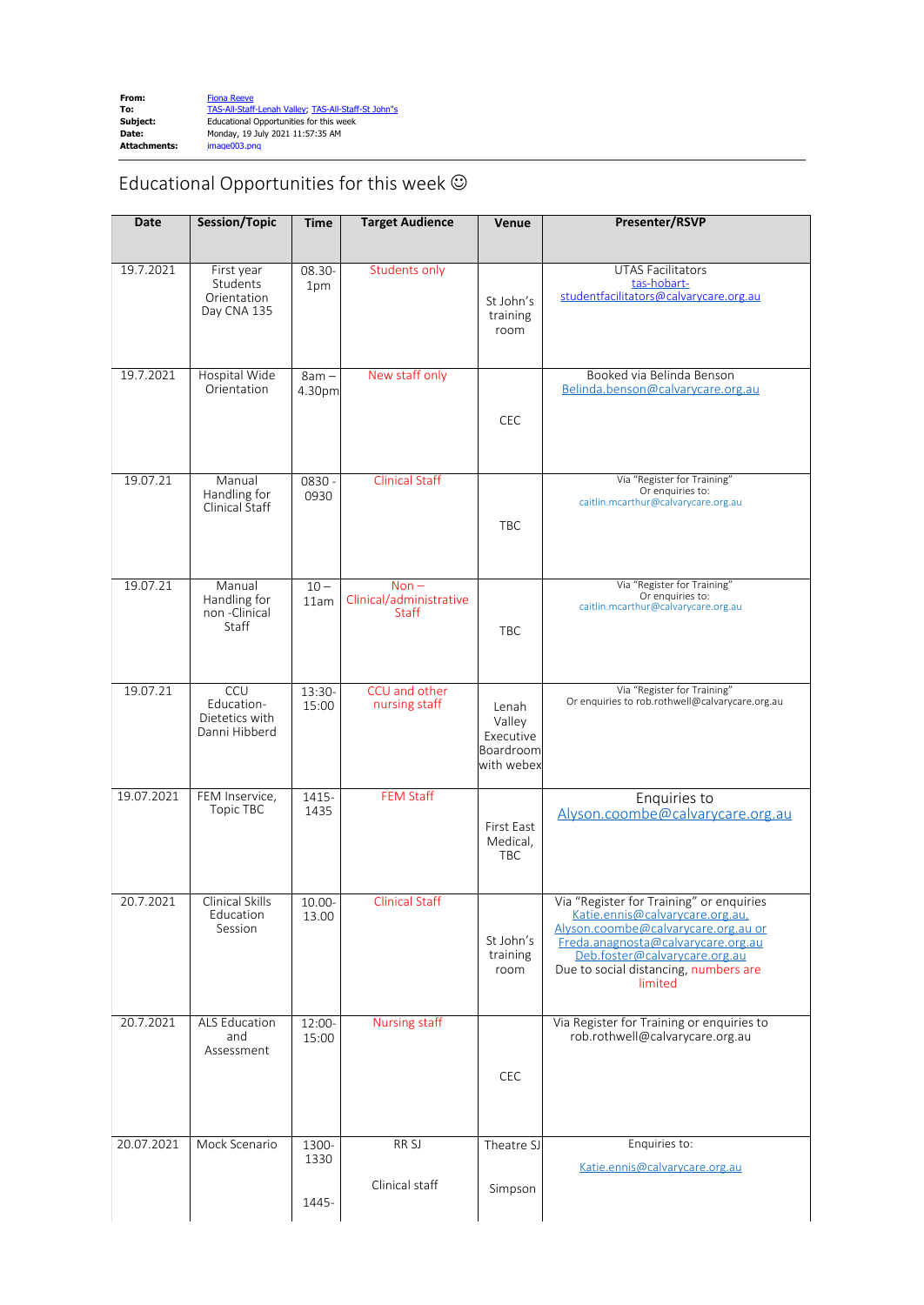**From:** Fiona Reeve
**To:** TAS-All-Staff-Lenah Valley; TAS-All-Staff-St John"s
**Subject:** Educational Opportunities for this week
**Date:** Monday, 19 July 2021 11:57:35 AM
**Attachments:** image003.png

# Educational Opportunities for this week ☺

| Date | Session/Topic | Time | Target Audience | Venue | Presenter/RSVP |
|---|---|---|---|---|---|
| 19.7.2021 | First year Students Orientation Day CNA 135 | 08.30-1pm | Students only | St John's training room | UTAS Facilitators tas-hobart-studentfacilitators@calvarycare.org.au |
| 19.7.2021 | Hospital Wide Orientation | 8am – 4.30pm | New staff only | CEC | Booked via Belinda Benson Belinda.benson@calvarycare.org.au |
| 19.07.21 | Manual Handling for Clinical Staff | 0830 - 0930 | Clinical Staff | TBC | Via "Register for Training" Or enquiries to: caitlin.mcarthur@calvarycare.org.au |
| 19.07.21 | Manual Handling for non -Clinical Staff | 10 – 11am | Non – Clinical/administrative Staff | TBC | Via "Register for Training" Or enquiries to: caitlin.mcarthur@calvarycare.org.au |
| 19.07.21 | CCU Education-Dietetics with Danni Hibberd | 13:30-15:00 | CCU and other nursing staff | Lenah Valley Executive Boardroom with webex | Via "Register for Training" Or enquiries to rob.rothwell@calvarycare.org.au |
| 19.07.2021 | FEM Inservice, Topic TBC | 1415-1435 | FEM Staff | First East Medical, TBC | Enquiries to Alyson.coombe@calvarycare.org.au |
| 20.7.2021 | Clinical Skills Education Session | 10.00-13.00 | Clinical Staff | St John's training room | Via "Register for Training" or enquiries Katie.ennis@calvarycare.org.au, Alyson.coombe@calvarycare.org.au or Freda.anagnosta@calvarycare.org.au Deb.foster@calvarycare.org.au Due to social distancing, numbers are limited |
| 20.7.2021 | ALS Education and Assessment | 12:00-15:00 | Nursing staff | CEC | Via Register for Training or enquiries to rob.rothwell@calvarycare.org.au |
| 20.07.2021 | Mock Scenario | 1300-1330<br><br>1445- | RR SJ<br><br>Clinical staff | Theatre SJ<br><br>Simpson | Enquiries to:<br><br>Katie.ennis@calvarycare.org.au |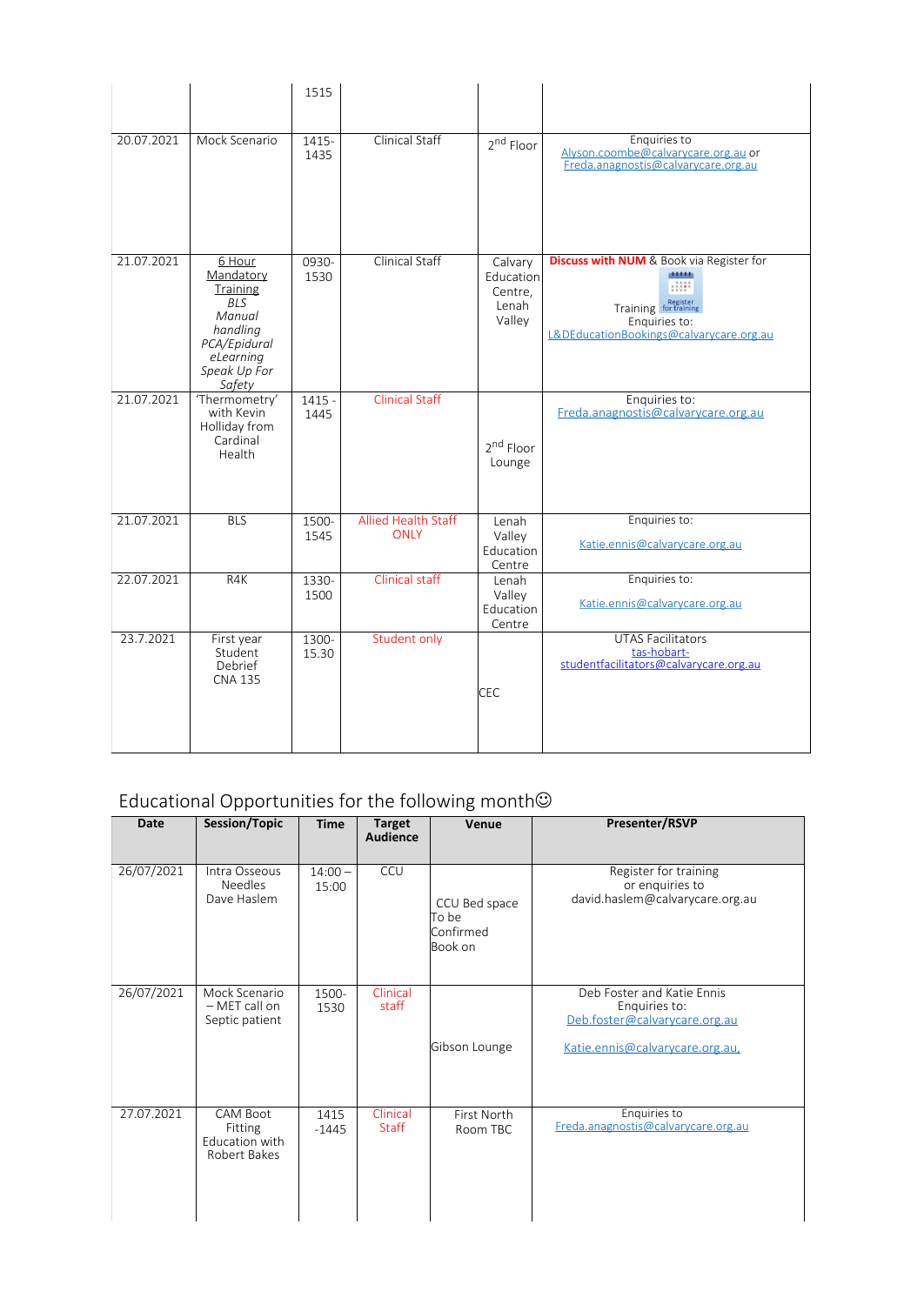| | | 1515 | | | |
|---|---|---|---|---|---|
| 20.07.2021 | Mock Scenario | 1415-1435 | Clinical Staff | 2nd Floor | Enquiries to Alyson.coombe@calvarycare.org.au or Freda.anagnostis@calvarycare.org.au |
| 21.07.2021 | 6 Hour Mandatory Training *BLS* *Manual handling* *PCA/Epidural* *eLearning* *Speak Up For Safety* | 0930-1530 | Clinical Staff | Calvary Education Centre, Lenah Valley | **Discuss with NUM** & Book via Register for Training Enquiries to: L&DEducationBookings@calvarycare.org.au |
| 21.07.2021 | 'Thermometry' with Kevin Holliday from Cardinal Health | 1415 - 1445 | Clinical Staff | 2nd Floor Lounge | Enquiries to: Freda.anagnostis@calvarycare.org.au |
| 21.07.2021 | BLS | 1500-1545 | Allied Health Staff ONLY | Lenah Valley Education Centre | Enquiries to: Katie.ennis@calvarycare.org.au |
| 22.07.2021 | R4K | 1330-1500 | Clinical staff | Lenah Valley Education Centre | Enquiries to: Katie.ennis@calvarycare.org.au |
| 23.7.2021 | First year Student Debrief CNA 135 | 1300-15.30 | Student only | CEC | UTAS Facilitators tas-hobart-studentfacilitators@calvarycare.org.au |

## Educational Opportunities for the following month☺

| Date | Session/Topic | Time | Target Audience | Venue | Presenter/RSVP |
|---|---|---|---|---|---|
| 26/07/2021 | Intra Osseous Needles Dave Haslem | 14:00 – 15:00 | CCU | CCU Bed space To be Confirmed Book on | Register for training or enquiries to david.haslem@calvarycare.org.au |
| 26/07/2021 | Mock Scenario – MET call on Septic patient | 1500-1530 | Clinical staff | Gibson Lounge | Deb Foster and Katie Ennis Enquiries to: Deb.foster@calvarycare.org.au Katie.ennis@calvarycare.org.au, |
| 27.07.2021 | CAM Boot Fitting Education with Robert Bakes | 1415 -1445 | Clinical Staff | First North Room TBC | Enquiries to Freda.anagnostis@calvarycare.org.au |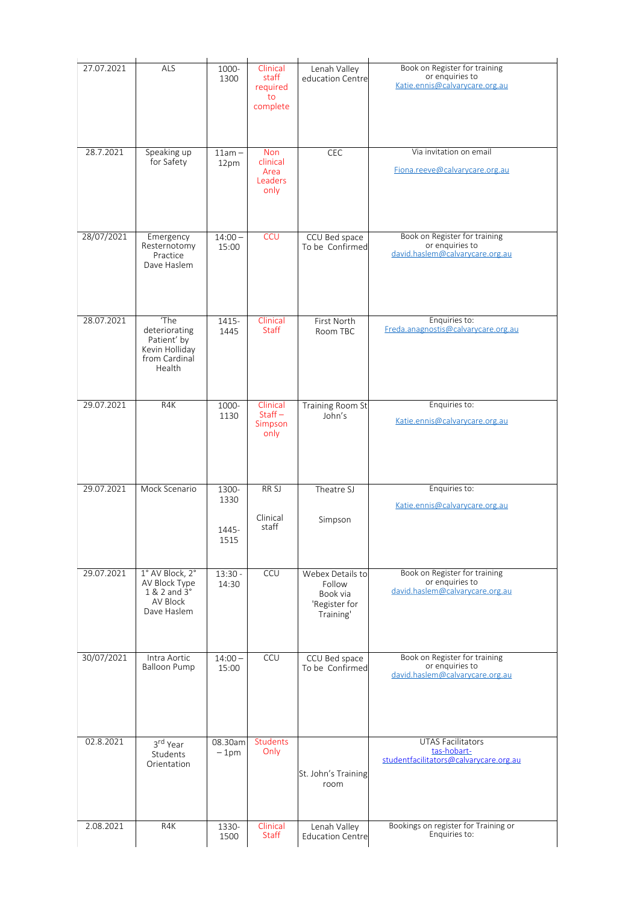| | | | | | |
|---|---|---|---|---|---|
| 27.07.2021 | ALS | 1000-1300 | Clinical staff required to complete | Lenah Valley education Centre | Book on Register for training or enquiries to Katie.ennis@calvarycare.org.au |
| 28.7.2021 | Speaking up for Safety | 11am – 12pm | Non clinical Area Leaders only | CEC | Via invitation on email Fiona.reeve@calvarycare.org.au |
| 28/07/2021 | Emergency Resternotomy Practice Dave Haslem | 14:00 – 15:00 | CCU | CCU Bed space To be Confirmed | Book on Register for training or enquiries to david.haslem@calvarycare.org.au |
| 28.07.2021 | 'The deteriorating Patient' by Kevin Holliday from Cardinal Health | 1415-1445 | Clinical Staff | First North Room TBC | Enquiries to: Freda.anagnostis@calvarycare.org.au |
| 29.07.2021 | R4K | 1000-1130 | Clinical Staff – Simpson only | Training Room St John's | Enquiries to: Katie.ennis@calvarycare.org.au |
| 29.07.2021 | Mock Scenario | 1300-1330<br>1445-1515 | RR SJ<br>Clinical staff | Theatre SJ<br>Simpson | Enquiries to: Katie.ennis@calvarycare.org.au |
| 29.07.2021 | 1° AV Block, 2° AV Block Type 1 & 2 and 3° AV Block Dave Haslem | 13:30 - 14:30 | CCU | Webex Details to Follow Book via 'Register for Training' | Book on Register for training or enquiries to david.haslem@calvarycare.org.au |
| 30/07/2021 | Intra Aortic Balloon Pump | 14:00 – 15:00 | CCU | CCU Bed space To be Confirmed | Book on Register for training or enquiries to david.haslem@calvarycare.org.au |
| 02.8.2021 | 3rd Year Students Orientation | 08.30am – 1pm | Students Only | St. John's Training room | UTAS Facilitators tas-hobart-studentfacilitators@calvarycare.org.au |
| 2.08.2021 | R4K | 1330-1500 | Clinical Staff | Lenah Valley Education Centre | Bookings on register for Training or Enquiries to: |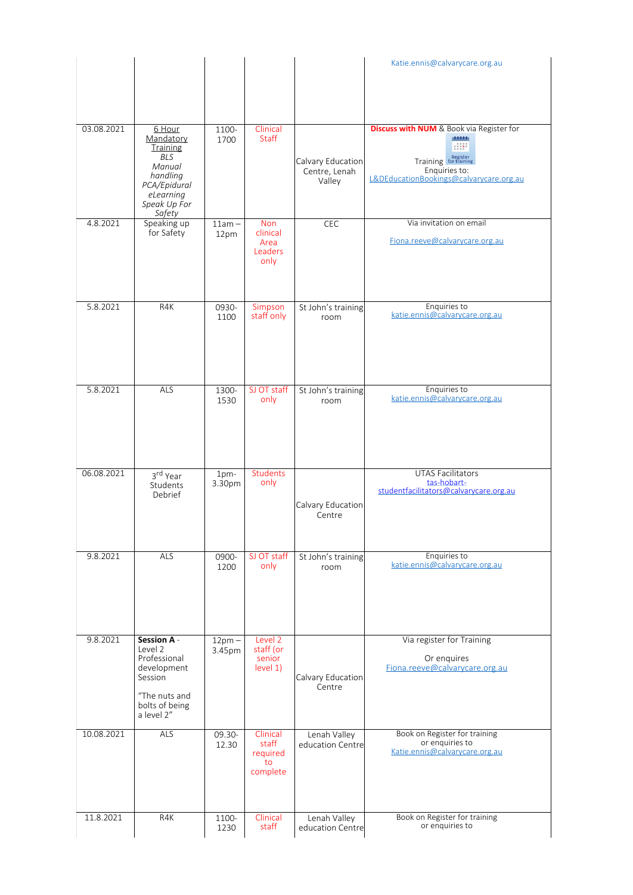| | | | | | |
|---|---|---|---|---|---|
| | | | | | Katie.ennis@calvarycare.org.au |
| 03.08.2021 | 6 Hour Mandatory Training *BLS* *Manual handling* *PCA/Epidural* *eLearning* *Speak Up For Safety* | 1100-1700 | Clinical Staff | Calvary Education Centre, Lenah Valley | **Discuss with NUM** & Book via Register for Training Enquiries to: L&DEducationBookings@calvarycare.org.au |
| 4.8.2021 | Speaking up for Safety | 11am – 12pm | Non clinical Area Leaders only | CEC | Via invitation on email Fiona.reeve@calvarycare.org.au |
| 5.8.2021 | R4K | 0930-1100 | Simpson staff only | St John's training room | Enquiries to katie.ennis@calvarycare.org.au |
| 5.8.2021 | ALS | 1300-1530 | SJ OT staff only | St John's training room | Enquiries to katie.ennis@calvarycare.org.au |
| 06.08.2021 | 3rd Year Students Debrief | 1pm-3.30pm | Students only | Calvary Education Centre | UTAS Facilitators tas-hobart-studentfacilitators@calvarycare.org.au |
| 9.8.2021 | ALS | 0900-1200 | SJ OT staff only | St John's training room | Enquiries to katie.ennis@calvarycare.org.au |
| 9.8.2021 | **Session A** - Level 2 Professional development Session "The nuts and bolts of being a level 2" | 12pm – 3.45pm | Level 2 staff (or senior level 1) | Calvary Education Centre | Via register for Training Or enquires Fiona.reeve@calvarycare.org.au |
| 10.08.2021 | ALS | 09.30-12.30 | Clinical staff required to complete | Lenah Valley education Centre | Book on Register for training or enquiries to Katie.ennis@calvarycare.org.au |
| 11.8.2021 | R4K | 1100-1230 | Clinical staff | Lenah Valley education Centre | Book on Register for training or enquiries to |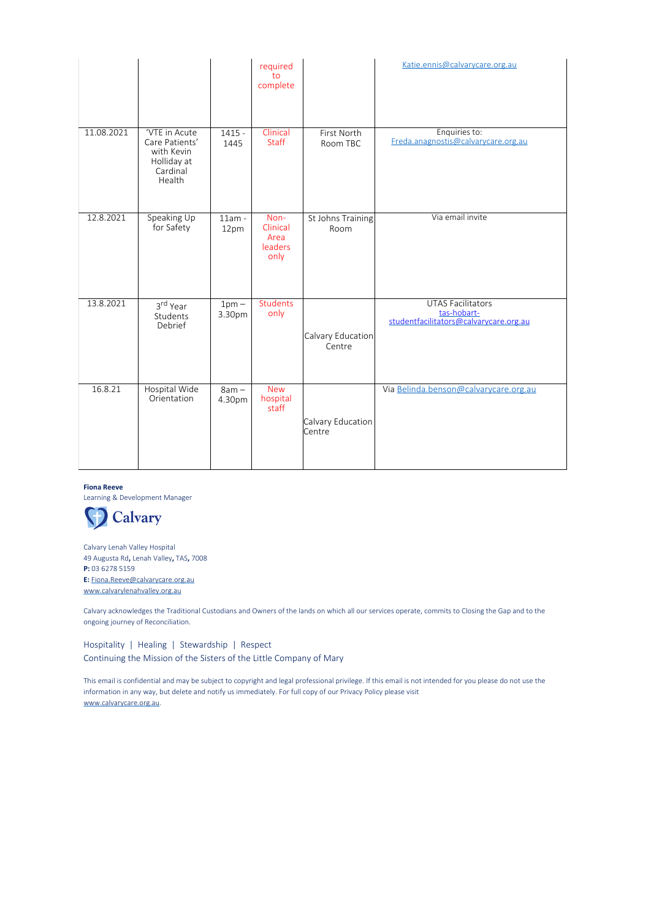| | | | | | |
|---|---|---|---|---|---|
| | | | required to complete | | Katie.ennis@calvarycare.org.au |
| 11.08.2021 | 'VTE in Acute Care Patients' with Kevin Holliday at Cardinal Health | 1415 - 1445 | Clinical Staff | First North Room TBC | Enquiries to: Freda.anagnostis@calvarycare.org.au |
| 12.8.2021 | Speaking Up for Safety | 11am - 12pm | Non-Clinical Area leaders only | St Johns Training Room | Via email invite |
| 13.8.2021 | 3rd Year Students Debrief | 1pm – 3.30pm | Students only | Calvary Education Centre | UTAS Facilitators tas-hobart-studentfacilitators@calvarycare.org.au |
| 16.8.21 | Hospital Wide Orientation | 8am – 4.30pm | New hospital staff | Calvary Education Centre | Via Belinda.benson@calvarycare.org.au |

**Fiona Reeve**
Learning & Development Manager

Calvary

Calvary Lenah Valley Hospital
49 Augusta Rd, Lenah Valley, TAS, 7008
**P:** 03 6278 5159
**E:** Fiona.Reeve@calvarycare.org.au
www.calvarylenahvalley.org.au

Calvary acknowledges the Traditional Custodians and Owners of the lands on which all our services operate, commits to Closing the Gap and to the ongoing journey of Reconciliation.

Hospitality | Healing | Stewardship | Respect
Continuing the Mission of the Sisters of the Little Company of Mary

This email is confidential and may be subject to copyright and legal professional privilege. If this email is not intended for you please do not use the information in any way, but delete and notify us immediately. For full copy of our Privacy Policy please visit www.calvarycare.org.au.